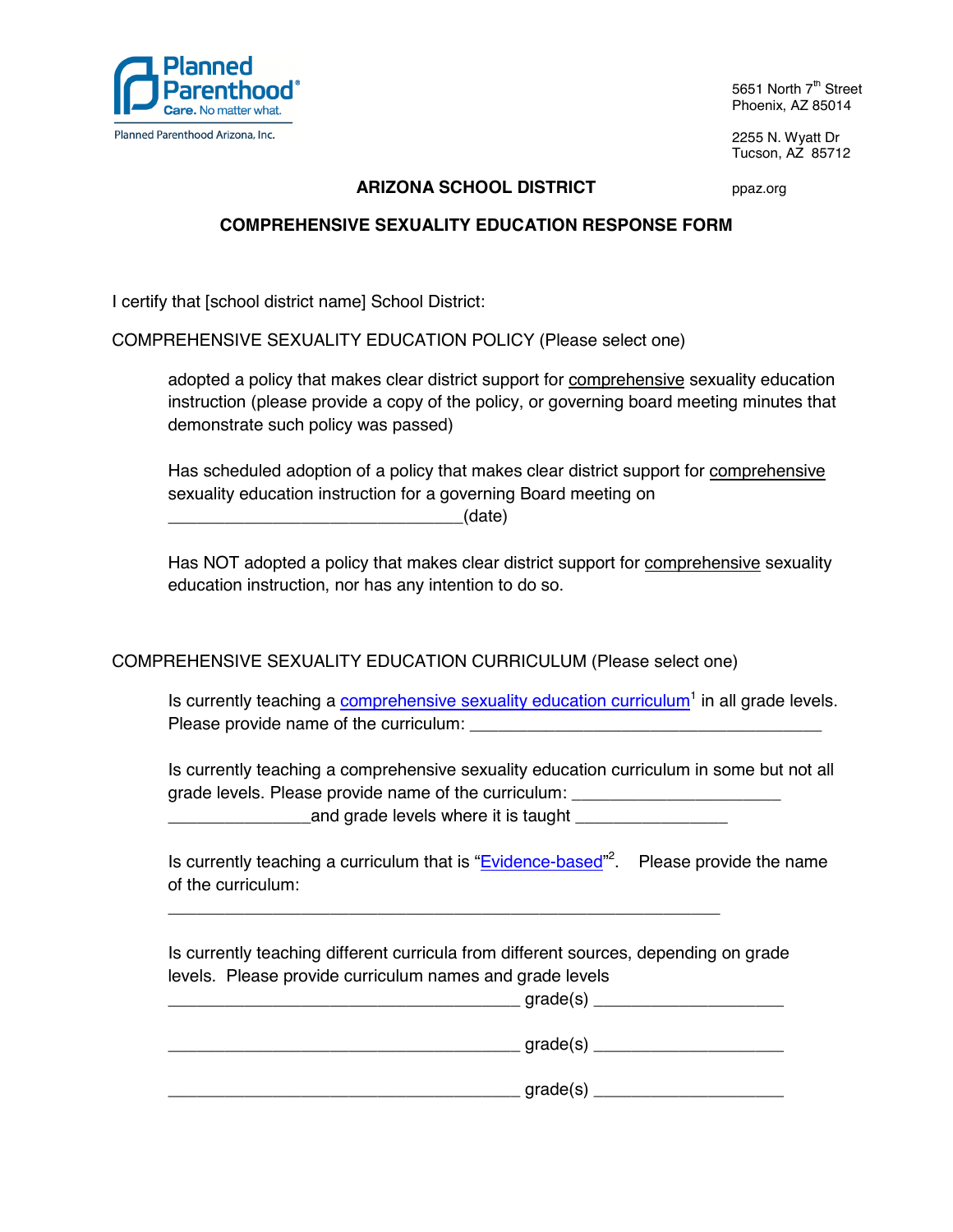Planned Parenthood
Care. No matter what.
Planned Parenthood Arizona, Inc.

5651 North 7th Street
Phoenix, AZ 85014

2255 N. Wyatt Dr
Tucson, AZ 85712

ppaz.org

## ARIZONA SCHOOL DISTRICT

## COMPREHENSIVE SEXUALITY EDUCATION RESPONSE FORM

I certify that [school district name] School District:

COMPREHENSIVE SEXUALITY EDUCATION POLICY (Please select one)

adopted a policy that makes clear district support for comprehensive sexuality education instruction (please provide a copy of the policy, or governing board meeting minutes that demonstrate such policy was passed)

Has scheduled adoption of a policy that makes clear district support for comprehensive sexuality education instruction for a governing Board meeting on _______________________________(date)

Has NOT adopted a policy that makes clear district support for comprehensive sexuality education instruction, nor has any intention to do so.

COMPREHENSIVE SEXUALITY EDUCATION CURRICULUM (Please select one)

Is currently teaching a comprehensive sexuality education curriculum[1] in all grade levels. Please provide name of the curriculum: ____________________________________

Is currently teaching a comprehensive sexuality education curriculum in some but not all grade levels. Please provide name of the curriculum: _____________________ _______________and grade levels where it is taught ________________

Is currently teaching a curriculum that is "Evidence-based"[2]. Please provide the name of the curriculum:

__________________________________________________________

Is currently teaching different curricula from different sources, depending on grade levels. Please provide curriculum names and grade levels

_____________________________________ grade(s) ____________________

_____________________________________ grade(s) ____________________

_____________________________________ grade(s) ____________________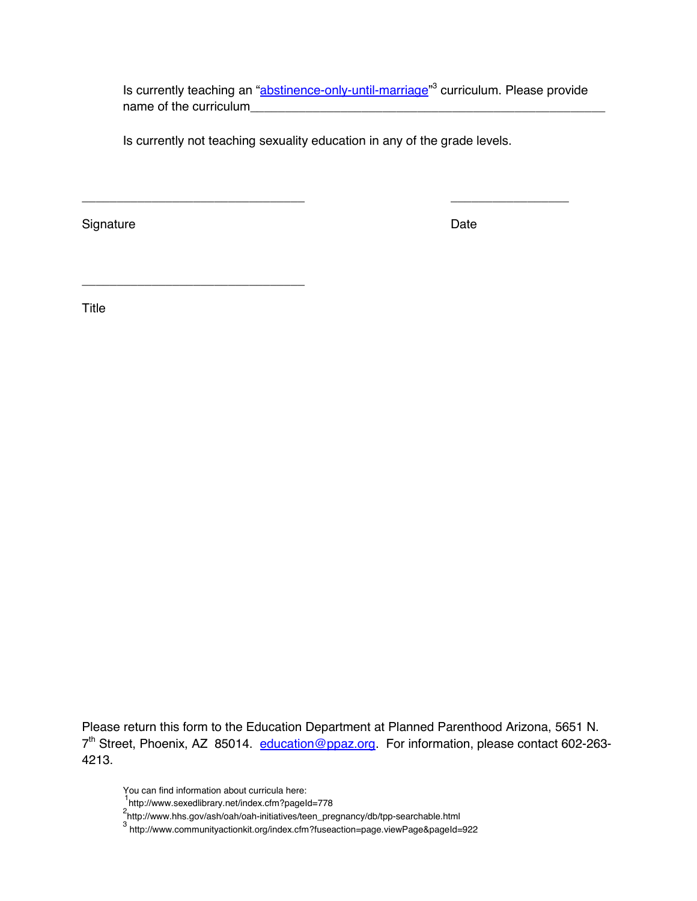Is currently teaching an "[abstinence-only-until-marriage](http://www.communityactionkit.org/index.cfm?fuseaction=page.viewPage&pageId=922)"[3] curriculum. Please provide name of the curriculum_______________________________________________________

Is currently not teaching sexuality education in any of the grade levels.

________________________________                    _________________

Signature                                                                    Date

________________________________

Title

Please return this form to the Education Department at Planned Parenthood Arizona, 5651 N. 7th Street, Phoenix, AZ 85014. [education@ppaz.org](mailto:education@ppaz.org). For information, please contact 602-263-4213.

You can find information about curricula here:

[1] http://www.sexedlibrary.net/index.cfm?pageId=778

[2] http://www.hhs.gov/ash/oah/oah-initiatives/teen_pregnancy/db/tpp-searchable.html

[3] http://www.communityactionkit.org/index.cfm?fuseaction=page.viewPage&pageId=922